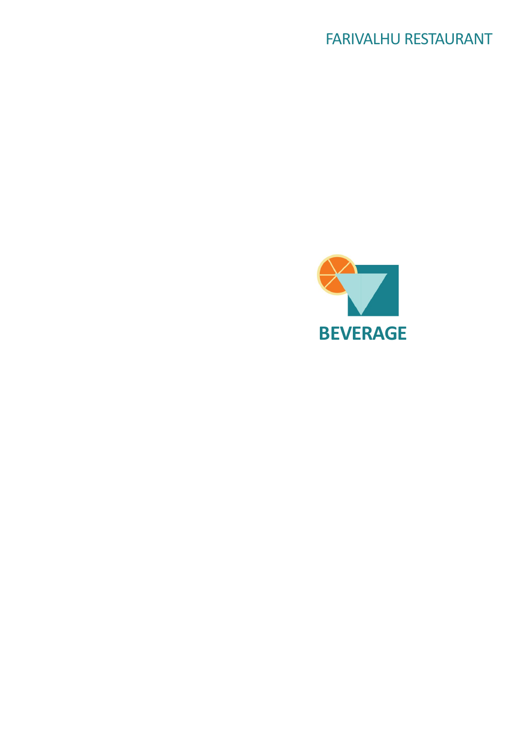FARIVALHU RESTAURANT

# BEVERAGE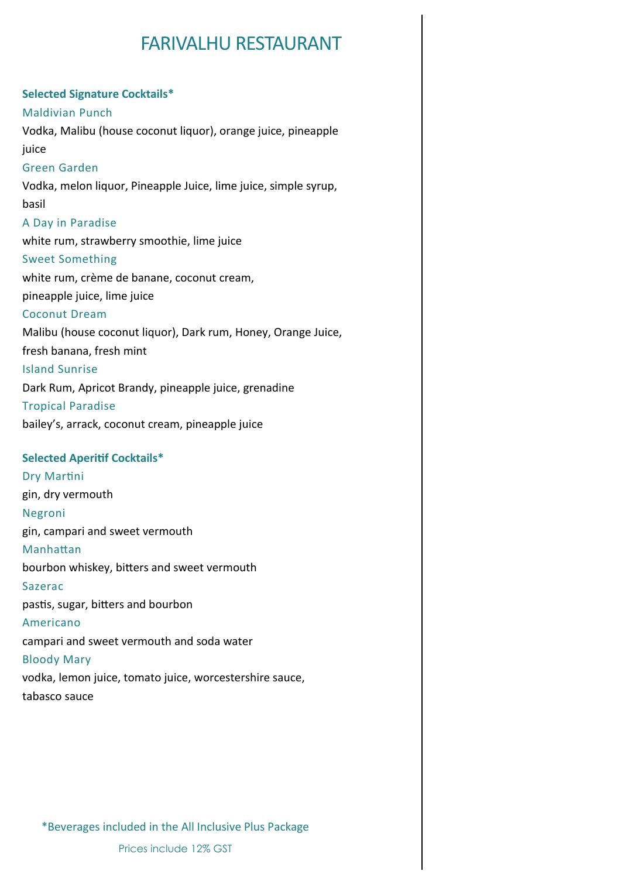# FARIVALHU RESTAURANT

**Selected Signature Cocktails***

Maldivian Punch

Vodka, Malibu (house coconut liquor), orange juice, pineapple juice

Green Garden

Vodka, melon liquor, Pineapple Juice, lime juice, simple syrup, basil

A Day in Paradise

white rum, strawberry smoothie, lime juice

Sweet Something

white rum, crème de banane, coconut cream, pineapple juice, lime juice

Coconut Dream

Malibu (house coconut liquor), Dark rum, Honey, Orange Juice, fresh banana, fresh mint

Island Sunrise

Dark Rum, Apricot Brandy, pineapple juice, grenadine

Tropical Paradise

bailey's, arrack, coconut cream, pineapple juice

**Selected Aperitif Cocktails***

Dry Martini

gin, dry vermouth

Negroni

gin, campari and sweet vermouth

Manhattan

bourbon whiskey, bitters and sweet vermouth

Sazerac

pastis, sugar, bitters and bourbon

Americano

campari and sweet vermouth and soda water

Bloody Mary

vodka, lemon juice, tomato juice, worcestershire sauce, tabasco sauce

*Beverages included in the All Inclusive Plus Package

Prices include 12% GST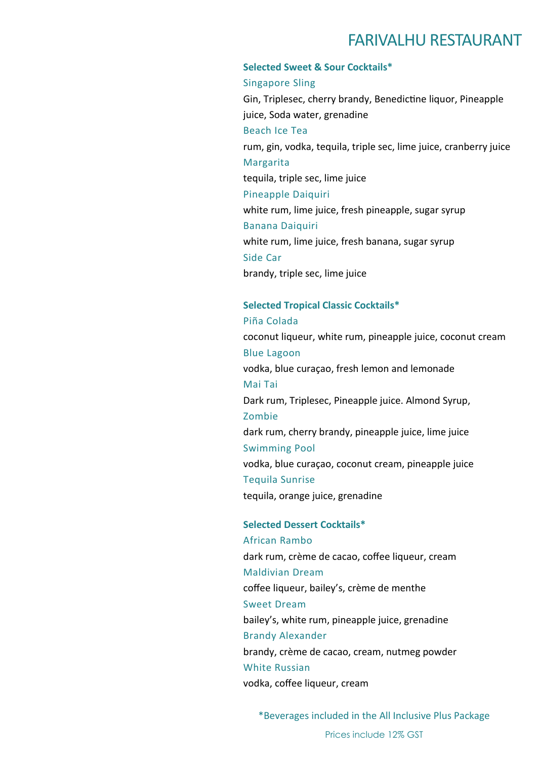# FARIVALHU RESTAURANT

## Selected Sweet & Sour Cocktails*

### Singapore Sling
Gin, Triplesec, cherry brandy, Benedictine liquor, Pineapple juice, Soda water, grenadine

### Beach Ice Tea
rum, gin, vodka, tequila, triple sec, lime juice, cranberry juice

### Margarita
tequila, triple sec, lime juice

### Pineapple Daiquiri
white rum, lime juice, fresh pineapple, sugar syrup

### Banana Daiquiri
white rum, lime juice, fresh banana, sugar syrup

### Side Car
brandy, triple sec, lime juice

## Selected Tropical Classic Cocktails*

### Piña Colada
coconut liqueur, white rum, pineapple juice, coconut cream

### Blue Lagoon
vodka, blue curaçao, fresh lemon and lemonade

### Mai Tai
Dark rum, Triplesec, Pineapple juice. Almond Syrup,

### Zombie
dark rum, cherry brandy, pineapple juice, lime juice

### Swimming Pool
vodka, blue curaçao, coconut cream, pineapple juice

### Tequila Sunrise
tequila, orange juice, grenadine

## Selected Dessert Cocktails*

### African Rambo
dark rum, crème de cacao, coffee liqueur, cream

### Maldivian Dream
coffee liqueur, bailey's, crème de menthe

### Sweet Dream
bailey's, white rum, pineapple juice, grenadine

### Brandy Alexander
brandy, crème de cacao, cream, nutmeg powder

### White Russian
vodka, coffee liqueur, cream

*Beverages included in the All Inclusive Plus Package

Prices include 12% GST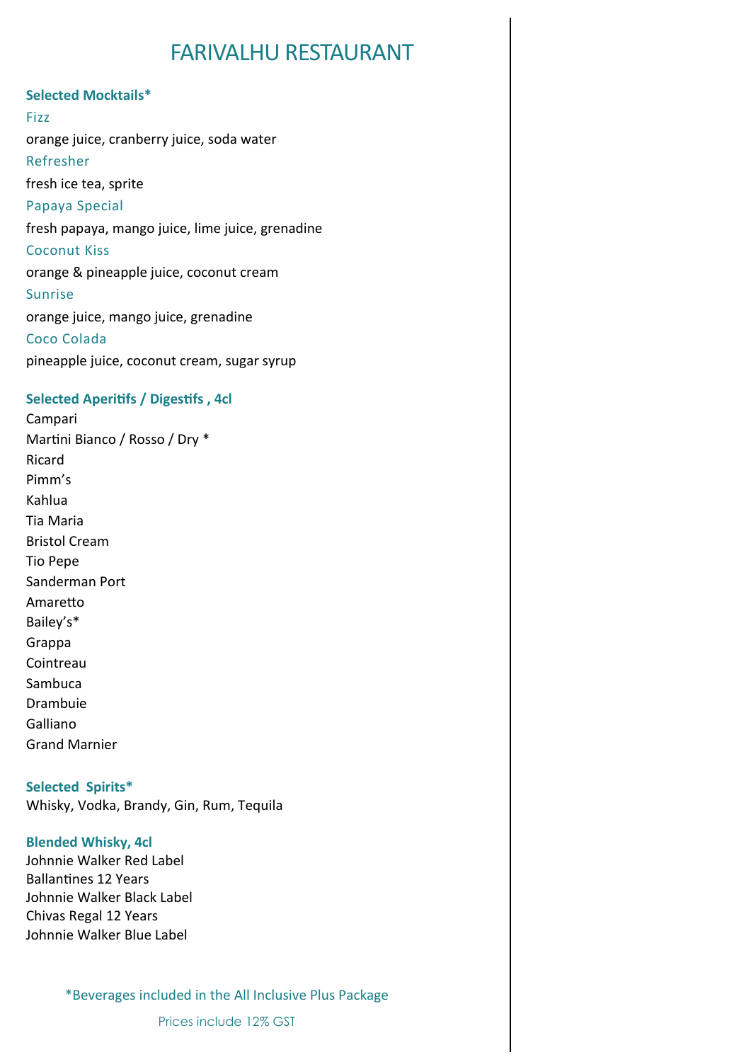# FARIVALHU RESTAURANT

**Selected Mocktails***

Fizz

orange juice, cranberry juice, soda water

Refresher

fresh ice tea, sprite

Papaya Special

fresh papaya, mango juice, lime juice, grenadine

Coconut Kiss

orange & pineapple juice, coconut cream

Sunrise

orange juice, mango juice, grenadine

Coco Colada

pineapple juice, coconut cream, sugar syrup

**Selected Aperitifs / Digestifs , 4cl**

Campari
Martini Bianco / Rosso / Dry *
Ricard
Pimm's
Kahlua
Tia Maria
Bristol Cream
Tio Pepe
Sanderman Port
Amaretto
Bailey's*
Grappa
Cointreau
Sambuca
Drambuie
Galliano
Grand Marnier

**Selected Spirits***

Whisky, Vodka, Brandy, Gin, Rum, Tequila

**Blended Whisky, 4cl**

Johnnie Walker Red Label
Ballantines 12 Years
Johnnie Walker Black Label
Chivas Regal 12 Years
Johnnie Walker Blue Label

*Beverages included in the All Inclusive Plus Package

Prices include 12% GST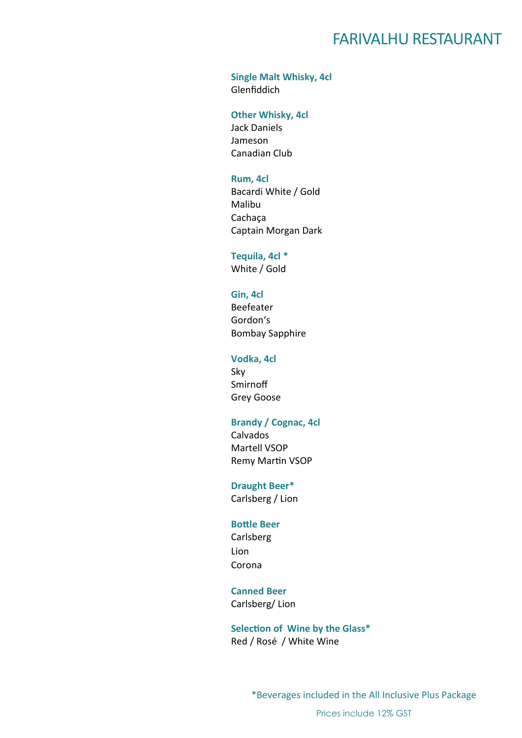# FARIVALHU RESTAURANT

**Single Malt Whisky, 4cl**
Glenfiddich

**Other Whisky, 4cl**
Jack Daniels
Jameson
Canadian Club

**Rum, 4cl**
Bacardi White / Gold
Malibu
Cachaça
Captain Morgan Dark

**Tequila, 4cl ***
White / Gold

**Gin, 4cl**
Beefeater
Gordon's
Bombay Sapphire

**Vodka, 4cl**
Sky
Smirnoff
Grey Goose

**Brandy / Cognac, 4cl**
Calvados
Martell VSOP
Remy Martin VSOP

**Draught Beer***
Carlsberg / Lion

**Bottle Beer**
Carlsberg
Lion
Corona

**Canned Beer**
Carlsberg/ Lion

**Selection of Wine by the Glass***
Red / Rosé / White Wine

*Beverages included in the All Inclusive Plus Package

Prices include 12% GST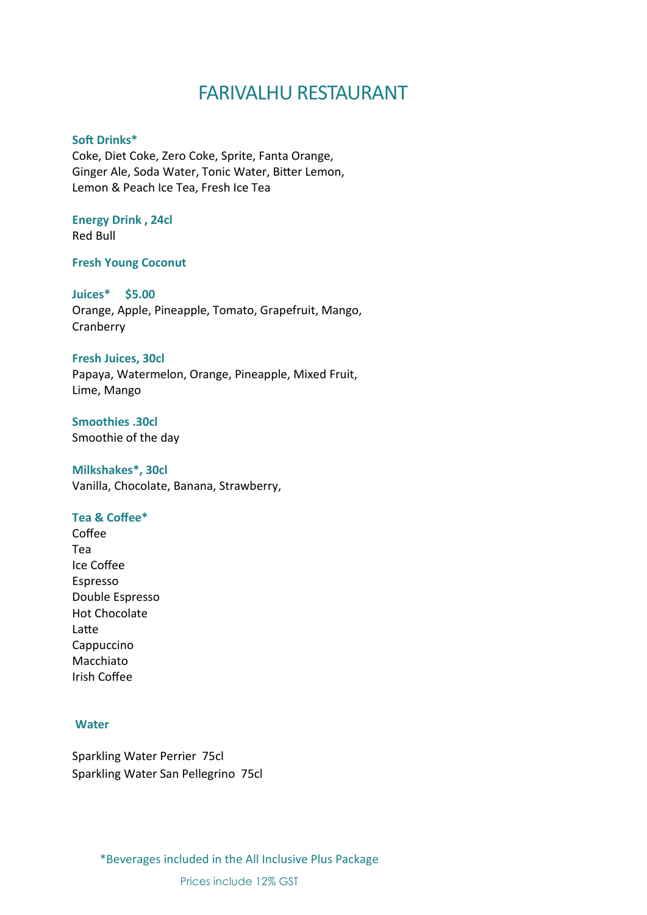# FARIVALHU RESTAURANT

**Soft Drinks***
Coke, Diet Coke, Zero Coke, Sprite, Fanta Orange,
Ginger Ale, Soda Water, Tonic Water, Bitter Lemon,
Lemon & Peach Ice Tea, Fresh Ice Tea

**Energy Drink , 24cl**
Red Bull

**Fresh Young Coconut**

**Juices*     $5.00**
Orange, Apple, Pineapple, Tomato, Grapefruit, Mango,
Cranberry

**Fresh Juices, 30cl**
Papaya, Watermelon, Orange, Pineapple, Mixed Fruit,
Lime, Mango

**Smoothies .30cl**
Smoothie of the day

**Milkshakes*, 30cl**
Vanilla, Chocolate, Banana, Strawberry,

**Tea & Coffee***
Coffee
Tea
Ice Coffee
Espresso
Double Espresso
Hot Chocolate
Latte
Cappuccino
Macchiato
Irish Coffee

**Water**

Sparkling Water Perrier  75cl
Sparkling Water San Pellegrino  75cl

*Beverages included in the All Inclusive Plus Package

Prices include 12% GST